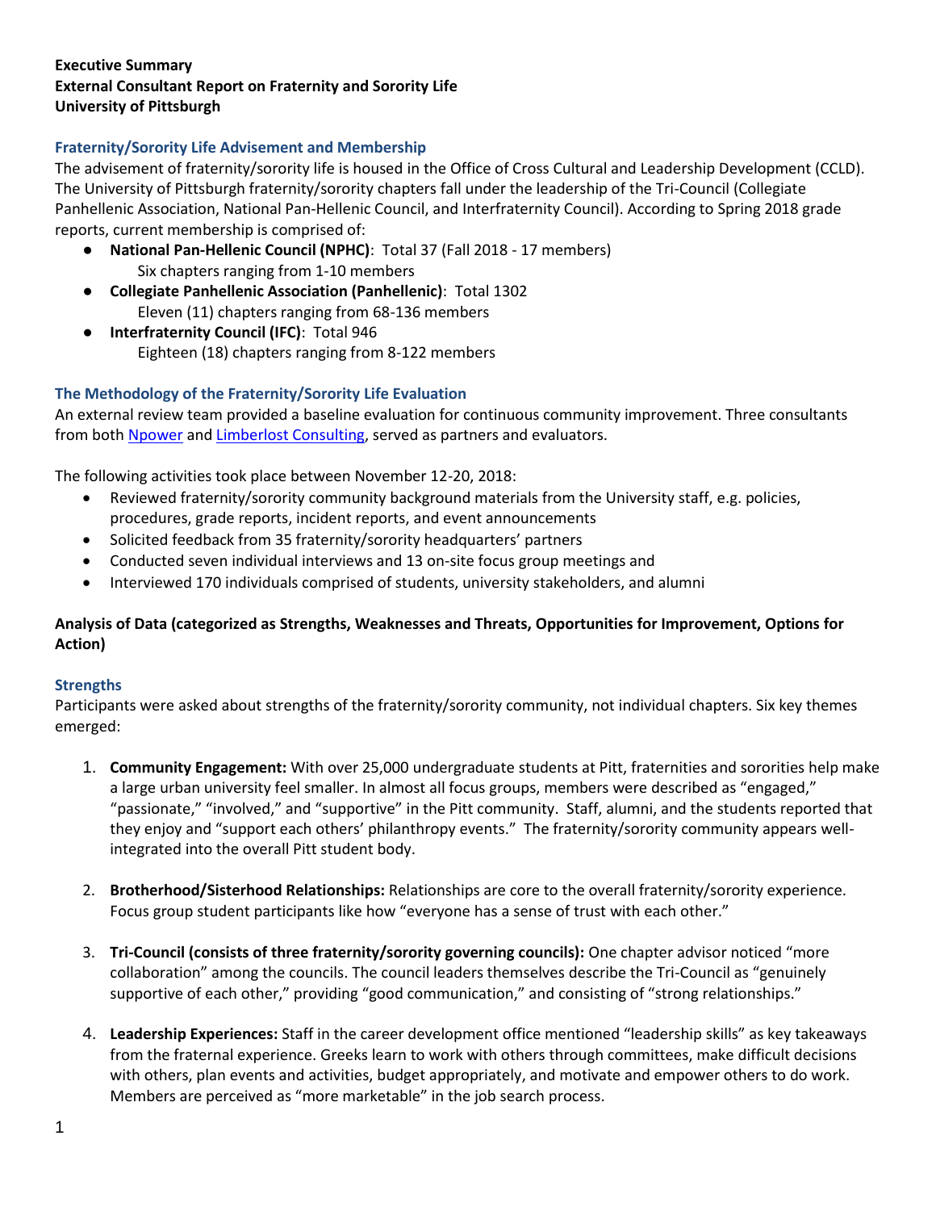**Executive Summary**
**External Consultant Report on Fraternity and Sorority Life**
**University of Pittsburgh**

## Fraternity/Sorority Life Advisement and Membership

The advisement of fraternity/sorority life is housed in the Office of Cross Cultural and Leadership Development (CCLD). The University of Pittsburgh fraternity/sorority chapters fall under the leadership of the Tri-Council (Collegiate Panhellenic Association, National Pan-Hellenic Council, and Interfraternity Council). According to Spring 2018 grade reports, current membership is comprised of:

- **National Pan-Hellenic Council (NPHC)**: Total 37 (Fall 2018 - 17 members)
  Six chapters ranging from 1-10 members
- **Collegiate Panhellenic Association (Panhellenic)**: Total 1302
  Eleven (11) chapters ranging from 68-136 members
- **Interfraternity Council (IFC)**: Total 946
  Eighteen (18) chapters ranging from 8-122 members

## The Methodology of the Fraternity/Sorority Life Evaluation

An external review team provided a baseline evaluation for continuous community improvement. Three consultants from both Npower and Limberlost Consulting, served as partners and evaluators.

The following activities took place between November 12-20, 2018:

- Reviewed fraternity/sorority community background materials from the University staff, e.g. policies, procedures, grade reports, incident reports, and event announcements
- Solicited feedback from 35 fraternity/sorority headquarters' partners
- Conducted seven individual interviews and 13 on-site focus group meetings and
- Interviewed 170 individuals comprised of students, university stakeholders, and alumni

**Analysis of Data (categorized as Strengths, Weaknesses and Threats, Opportunities for Improvement, Options for Action)**

## Strengths

Participants were asked about strengths of the fraternity/sorority community, not individual chapters. Six key themes emerged:

1. **Community Engagement:** With over 25,000 undergraduate students at Pitt, fraternities and sororities help make a large urban university feel smaller. In almost all focus groups, members were described as "engaged," "passionate," "involved," and "supportive" in the Pitt community. Staff, alumni, and the students reported that they enjoy and "support each others' philanthropy events." The fraternity/sorority community appears well-integrated into the overall Pitt student body.

2. **Brotherhood/Sisterhood Relationships:** Relationships are core to the overall fraternity/sorority experience. Focus group student participants like how "everyone has a sense of trust with each other."

3. **Tri-Council (consists of three fraternity/sorority governing councils):** One chapter advisor noticed "more collaboration" among the councils. The council leaders themselves describe the Tri-Council as "genuinely supportive of each other," providing "good communication," and consisting of "strong relationships."

4. **Leadership Experiences:** Staff in the career development office mentioned "leadership skills" as key takeaways from the fraternal experience. Greeks learn to work with others through committees, make difficult decisions with others, plan events and activities, budget appropriately, and motivate and empower others to do work. Members are perceived as "more marketable" in the job search process.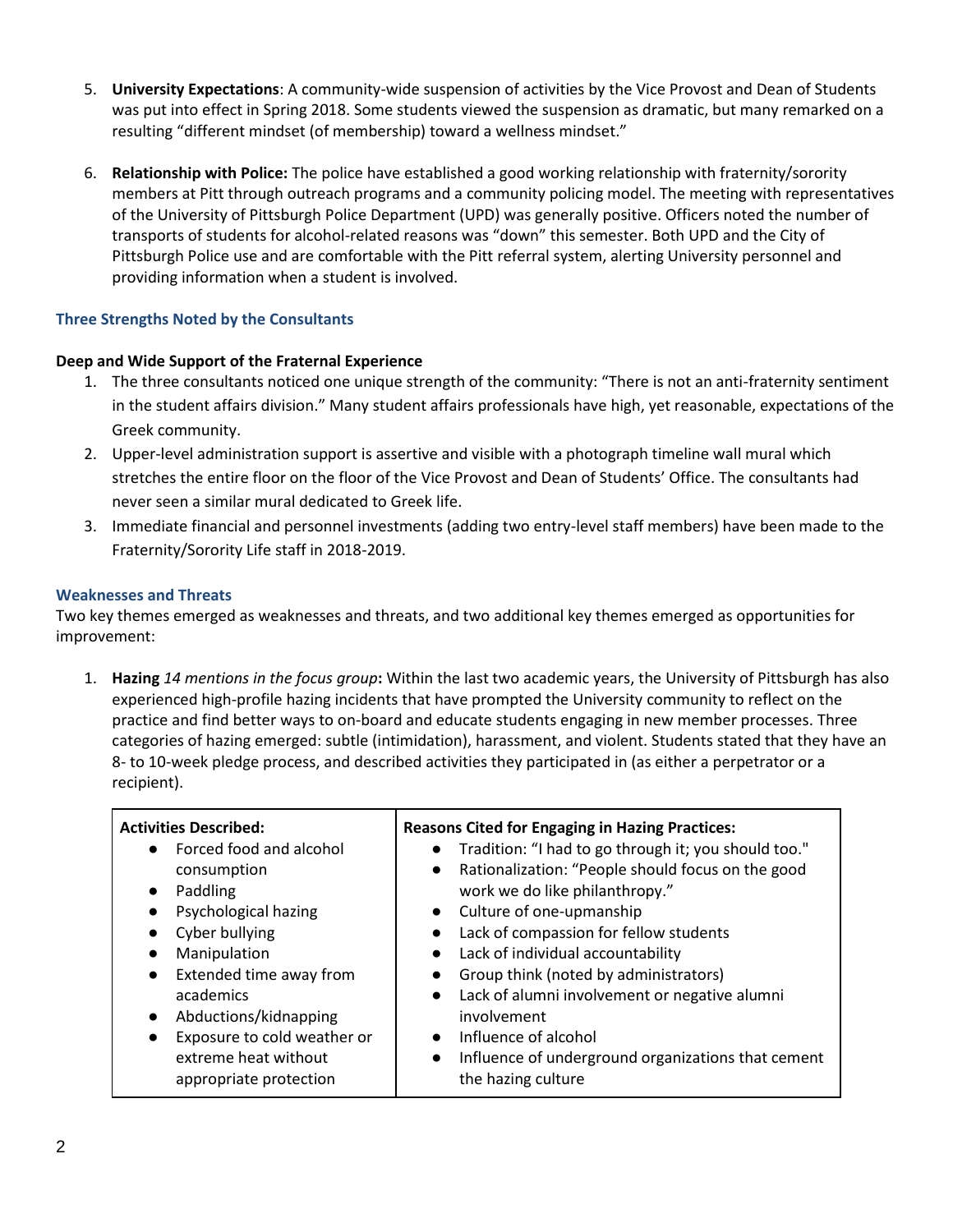5. **University Expectations**: A community-wide suspension of activities by the Vice Provost and Dean of Students was put into effect in Spring 2018. Some students viewed the suspension as dramatic, but many remarked on a resulting "different mindset (of membership) toward a wellness mindset."

6. **Relationship with Police:** The police have established a good working relationship with fraternity/sorority members at Pitt through outreach programs and a community policing model. The meeting with representatives of the University of Pittsburgh Police Department (UPD) was generally positive. Officers noted the number of transports of students for alcohol-related reasons was "down" this semester. Both UPD and the City of Pittsburgh Police use and are comfortable with the Pitt referral system, alerting University personnel and providing information when a student is involved.

### Three Strengths Noted by the Consultants

**Deep and Wide Support of the Fraternal Experience**

1. The three consultants noticed one unique strength of the community: "There is not an anti-fraternity sentiment in the student affairs division." Many student affairs professionals have high, yet reasonable, expectations of the Greek community.
2. Upper-level administration support is assertive and visible with a photograph timeline wall mural which stretches the entire floor on the floor of the Vice Provost and Dean of Students' Office. The consultants had never seen a similar mural dedicated to Greek life.
3. Immediate financial and personnel investments (adding two entry-level staff members) have been made to the Fraternity/Sorority Life staff in 2018-2019.

### Weaknesses and Threats

Two key themes emerged as weaknesses and threats, and two additional key themes emerged as opportunities for improvement:

1. **Hazing** *14 mentions in the focus group***:** Within the last two academic years, the University of Pittsburgh has also experienced high-profile hazing incidents that have prompted the University community to reflect on the practice and find better ways to on-board and educate students engaging in new member processes. Three categories of hazing emerged: subtle (intimidation), harassment, and violent. Students stated that they have an 8- to 10-week pledge process, and described activities they participated in (as either a perpetrator or a recipient).

| Activities Described: | Reasons Cited for Engaging in Hazing Practices: |
|---|---|
| • Forced food and alcohol consumption<br>• Paddling<br>• Psychological hazing<br>• Cyber bullying<br>• Manipulation<br>• Extended time away from academics<br>• Abductions/kidnapping<br>• Exposure to cold weather or extreme heat without appropriate protection | • Tradition: "I had to go through it; you should too."<br>• Rationalization: "People should focus on the good work we do like philanthropy."<br>• Culture of one-upmanship<br>• Lack of compassion for fellow students<br>• Lack of individual accountability<br>• Group think (noted by administrators)<br>• Lack of alumni involvement or negative alumni involvement<br>• Influence of alcohol<br>• Influence of underground organizations that cement the hazing culture |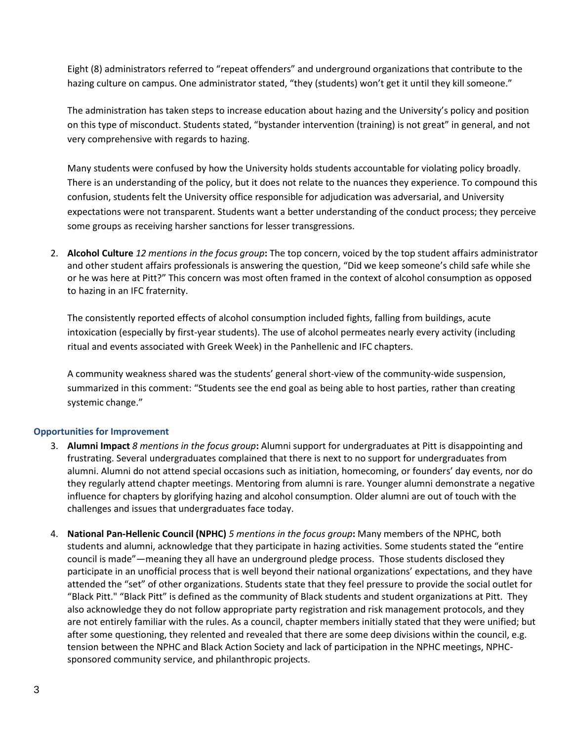Eight (8) administrators referred to "repeat offenders" and underground organizations that contribute to the hazing culture on campus. One administrator stated, "they (students) won't get it until they kill someone."

The administration has taken steps to increase education about hazing and the University's policy and position on this type of misconduct. Students stated, "bystander intervention (training) is not great" in general, and not very comprehensive with regards to hazing.

Many students were confused by how the University holds students accountable for violating policy broadly. There is an understanding of the policy, but it does not relate to the nuances they experience. To compound this confusion, students felt the University office responsible for adjudication was adversarial, and University expectations were not transparent. Students want a better understanding of the conduct process; they perceive some groups as receiving harsher sanctions for lesser transgressions.

2. **Alcohol Culture** *12 mentions in the focus group***:** The top concern, voiced by the top student affairs administrator and other student affairs professionals is answering the question, "Did we keep someone's child safe while she or he was here at Pitt?" This concern was most often framed in the context of alcohol consumption as opposed to hazing in an IFC fraternity.

   The consistently reported effects of alcohol consumption included fights, falling from buildings, acute intoxication (especially by first-year students). The use of alcohol permeates nearly every activity (including ritual and events associated with Greek Week) in the Panhellenic and IFC chapters.

   A community weakness shared was the students' general short-view of the community-wide suspension, summarized in this comment: "Students see the end goal as being able to host parties, rather than creating systemic change."

### Opportunities for Improvement

3. **Alumni Impact** *8 mentions in the focus group***:** Alumni support for undergraduates at Pitt is disappointing and frustrating. Several undergraduates complained that there is next to no support for undergraduates from alumni. Alumni do not attend special occasions such as initiation, homecoming, or founders' day events, nor do they regularly attend chapter meetings. Mentoring from alumni is rare. Younger alumni demonstrate a negative influence for chapters by glorifying hazing and alcohol consumption. Older alumni are out of touch with the challenges and issues that undergraduates face today.

4. **National Pan-Hellenic Council (NPHC)** *5 mentions in the focus group***:** Many members of the NPHC, both students and alumni, acknowledge that they participate in hazing activities. Some students stated the "entire council is made"—meaning they all have an underground pledge process. Those students disclosed they participate in an unofficial process that is well beyond their national organizations' expectations, and they have attended the "set" of other organizations. Students state that they feel pressure to provide the social outlet for "Black Pitt." "Black Pitt" is defined as the community of Black students and student organizations at Pitt. They also acknowledge they do not follow appropriate party registration and risk management protocols, and they are not entirely familiar with the rules. As a council, chapter members initially stated that they were unified; but after some questioning, they relented and revealed that there are some deep divisions within the council, e.g. tension between the NPHC and Black Action Society and lack of participation in the NPHC meetings, NPHC-sponsored community service, and philanthropic projects.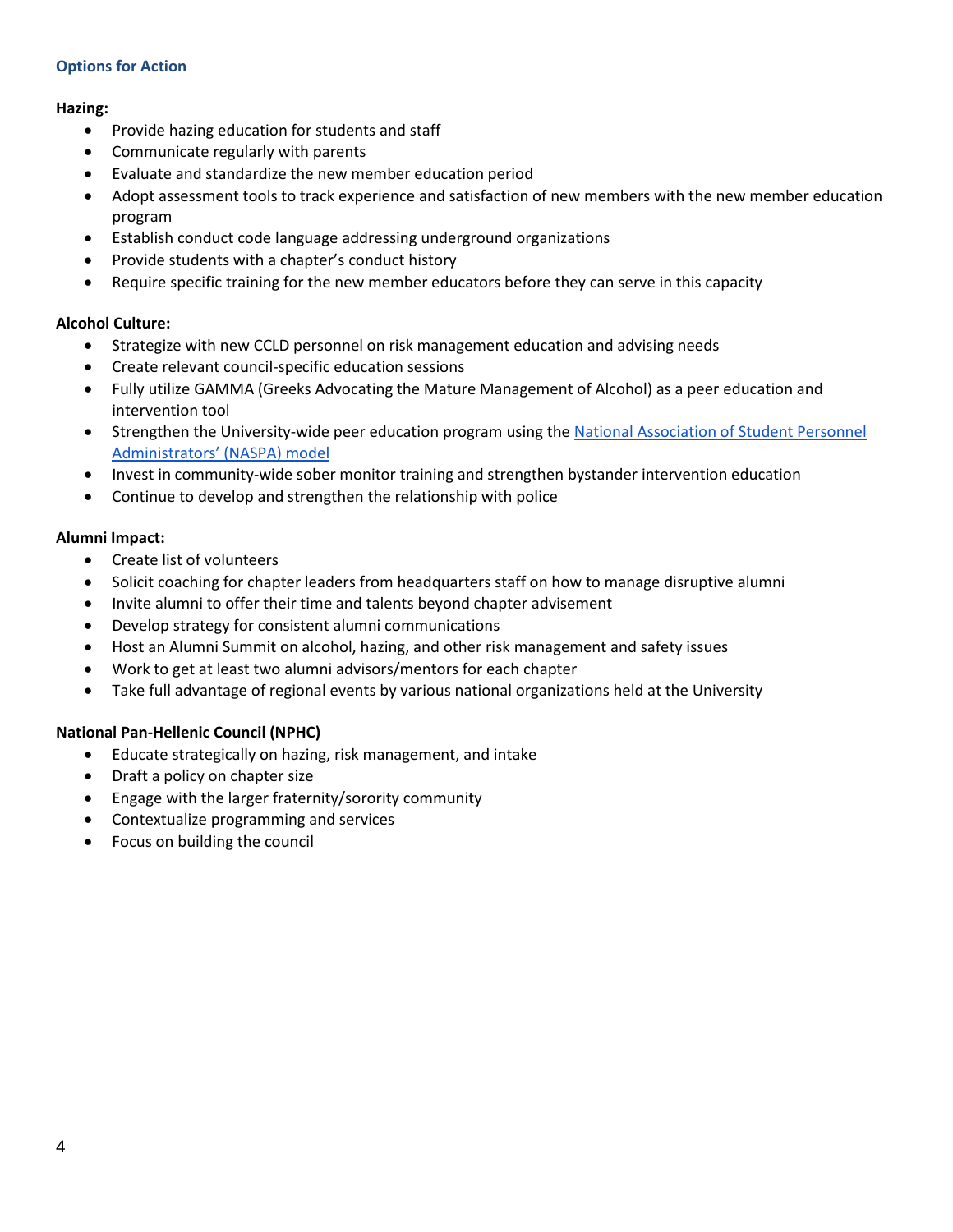## Options for Action

**Hazing:**

- Provide hazing education for students and staff
- Communicate regularly with parents
- Evaluate and standardize the new member education period
- Adopt assessment tools to track experience and satisfaction of new members with the new member education program
- Establish conduct code language addressing underground organizations
- Provide students with a chapter's conduct history
- Require specific training for the new member educators before they can serve in this capacity

**Alcohol Culture:**

- Strategize with new CCLD personnel on risk management education and advising needs
- Create relevant council-specific education sessions
- Fully utilize GAMMA (Greeks Advocating the Mature Management of Alcohol) as a peer education and intervention tool
- Strengthen the University-wide peer education program using the National Association of Student Personnel Administrators' (NASPA) model
- Invest in community-wide sober monitor training and strengthen bystander intervention education
- Continue to develop and strengthen the relationship with police

**Alumni Impact:**

- Create list of volunteers
- Solicit coaching for chapter leaders from headquarters staff on how to manage disruptive alumni
- Invite alumni to offer their time and talents beyond chapter advisement
- Develop strategy for consistent alumni communications
- Host an Alumni Summit on alcohol, hazing, and other risk management and safety issues
- Work to get at least two alumni advisors/mentors for each chapter
- Take full advantage of regional events by various national organizations held at the University

**National Pan-Hellenic Council (NPHC)**

- Educate strategically on hazing, risk management, and intake
- Draft a policy on chapter size
- Engage with the larger fraternity/sorority community
- Contextualize programming and services
- Focus on building the council